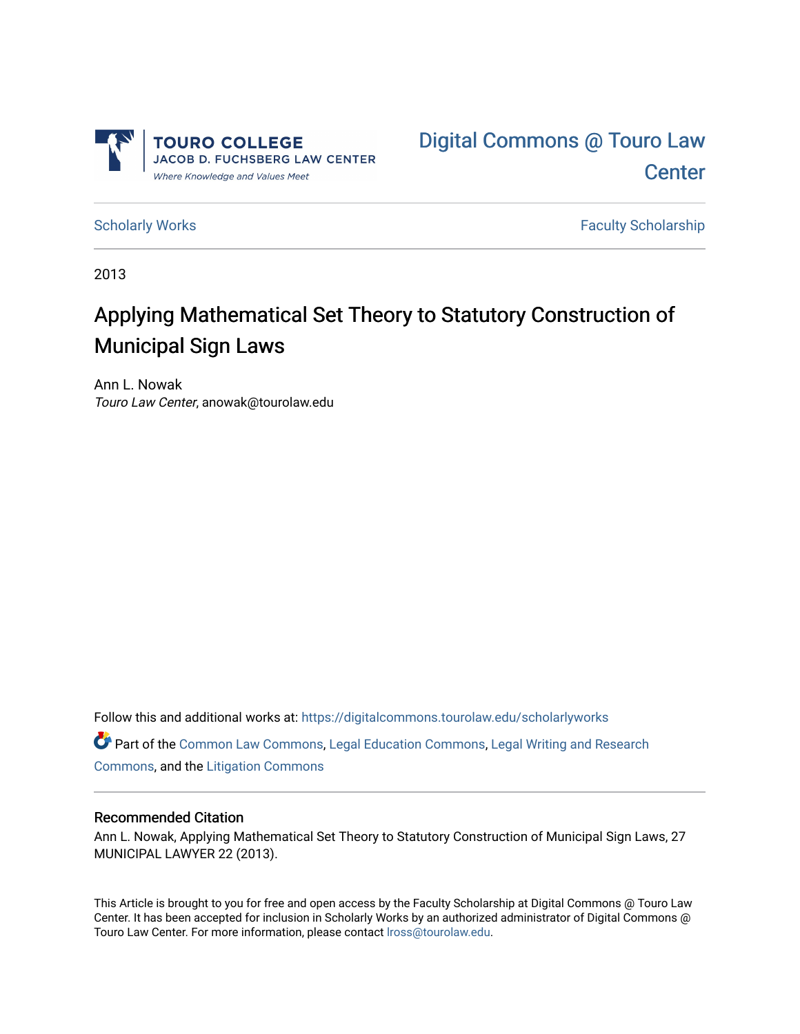TOURO COLLEGE
JACOB D. FUCHSBERG LAW CENTER
*Where Knowledge and Values Meet*

Digital Commons @ Touro Law Center

Scholarly Works

Faculty Scholarship

2013

# Applying Mathematical Set Theory to Statutory Construction of Municipal Sign Laws

Ann L. Nowak
*Touro Law Center*, anowak@tourolaw.edu

Follow this and additional works at: https://digitalcommons.tourolaw.edu/scholarlyworks

Part of the Common Law Commons, Legal Education Commons, Legal Writing and Research Commons, and the Litigation Commons

## Recommended Citation

Ann L. Nowak, Applying Mathematical Set Theory to Statutory Construction of Municipal Sign Laws, 27 MUNICIPAL LAWYER 22 (2013).

This Article is brought to you for free and open access by the Faculty Scholarship at Digital Commons @ Touro Law Center. It has been accepted for inclusion in Scholarly Works by an authorized administrator of Digital Commons @ Touro Law Center. For more information, please contact lross@tourolaw.edu.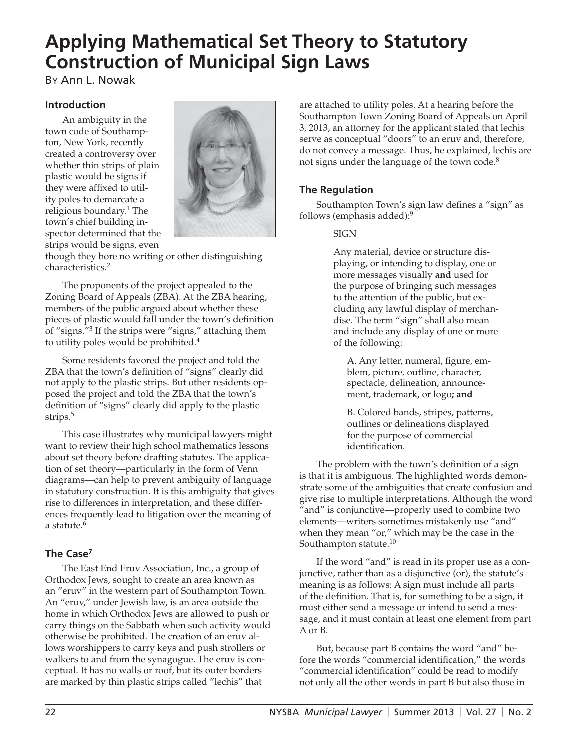# Applying Mathematical Set Theory to Statutory Construction of Municipal Sign Laws

By Ann L. Nowak

## Introduction

An ambiguity in the town code of Southampton, New York, recently created a controversy over whether thin strips of plain plastic would be signs if they were affixed to utility poles to demarcate a religious boundary.[1] The town's chief building inspector determined that the strips would be signs, even though they bore no writing or other distinguishing characteristics.[2]

The proponents of the project appealed to the Zoning Board of Appeals (ZBA). At the ZBA hearing, members of the public argued about whether these pieces of plastic would fall under the town's definition of "signs."[3] If the strips were "signs," attaching them to utility poles would be prohibited.[4]

Some residents favored the project and told the ZBA that the town's definition of "signs" clearly did not apply to the plastic strips. But other residents opposed the project and told the ZBA that the town's definition of "signs" clearly did apply to the plastic strips.[5]

This case illustrates why municipal lawyers might want to review their high school mathematics lessons about set theory before drafting statutes. The application of set theory—particularly in the form of Venn diagrams—can help to prevent ambiguity of language in statutory construction. It is this ambiguity that gives rise to differences in interpretation, and these differences frequently lead to litigation over the meaning of a statute.[6]

## The Case[7]

The East End Eruv Association, Inc., a group of Orthodox Jews, sought to create an area known as an "eruv" in the western part of Southampton Town. An "eruv," under Jewish law, is an area outside the home in which Orthodox Jews are allowed to push or carry things on the Sabbath when such activity would otherwise be prohibited. The creation of an eruv allows worshippers to carry keys and push strollers or walkers to and from the synagogue. The eruv is conceptual. It has no walls or roof, but its outer borders are marked by thin plastic strips called "lechis" that are attached to utility poles. At a hearing before the Southampton Town Zoning Board of Appeals on April 3, 2013, an attorney for the applicant stated that lechis serve as conceptual "doors" to an eruv and, therefore, do not convey a message. Thus, he explained, lechis are not signs under the language of the town code.[8]

## The Regulation

Southampton Town's sign law defines a "sign" as follows (emphasis added):[9]

> SIGN
>
> Any material, device or structure displaying, or intending to display, one or more messages visually **and** used for the purpose of bringing such messages to the attention of the public, but excluding any lawful display of merchandise. The term "sign" shall also mean and include any display of one or more of the following:
>
> > A. Any letter, numeral, figure, emblem, picture, outline, character, spectacle, delineation, announcement, trademark, or logo**; and**
> >
> > B. Colored bands, stripes, patterns, outlines or delineations displayed for the purpose of commercial identification.

The problem with the town's definition of a sign is that it is ambiguous. The highlighted words demonstrate some of the ambiguities that create confusion and give rise to multiple interpretations. Although the word "and" is conjunctive—properly used to combine two elements—writers sometimes mistakenly use "and" when they mean "or," which may be the case in the Southampton statute.[10]

If the word "and" is read in its proper use as a conjunctive, rather than as a disjunctive (or), the statute's meaning is as follows: A sign must include all parts of the definition. That is, for something to be a sign, it must either send a message or intend to send a message, and it must contain at least one element from part A or B.

But, because part B contains the word "and" before the words "commercial identification," the words "commercial identification" could be read to modify not only all the other words in part B but also those in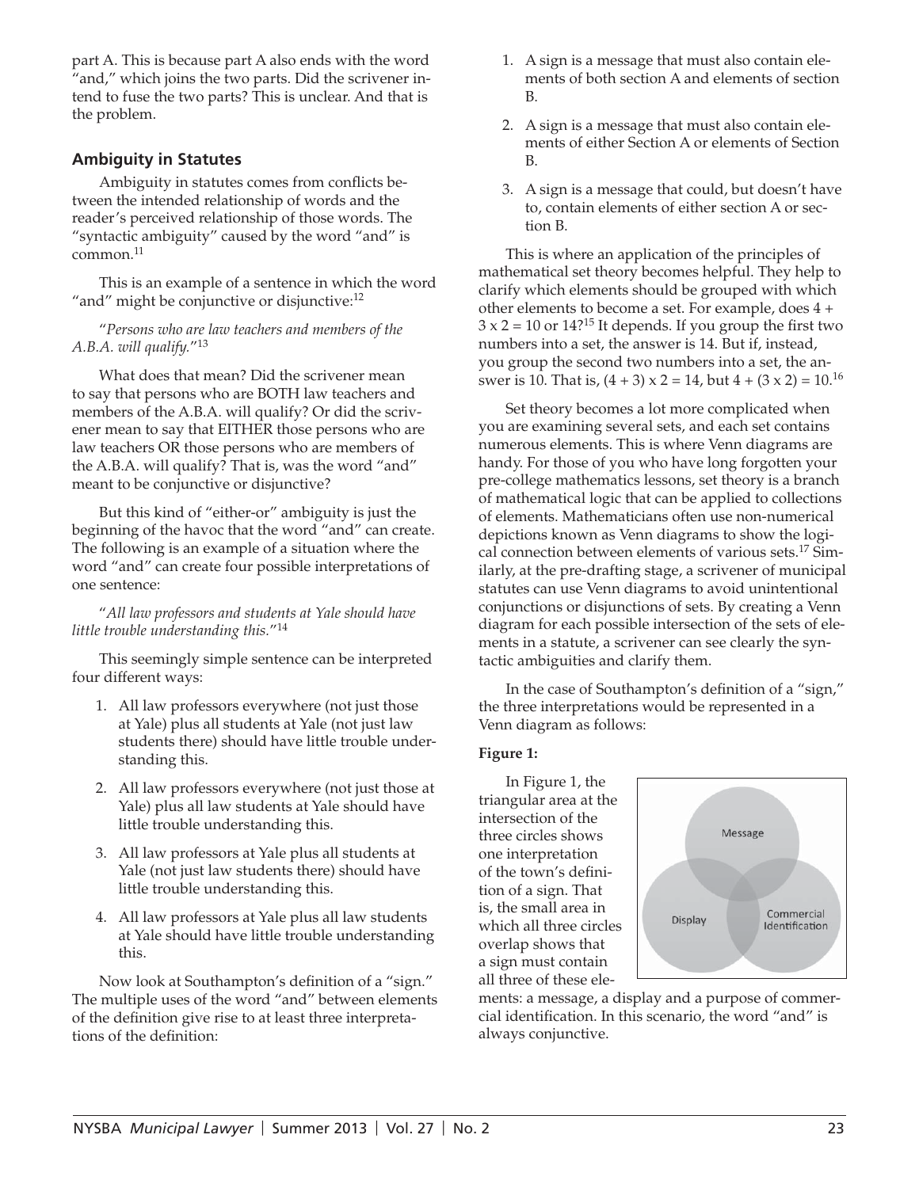part A. This is because part A also ends with the word "and," which joins the two parts. Did the scrivener intend to fuse the two parts? This is unclear. And that is the problem.

## Ambiguity in Statutes

Ambiguity in statutes comes from conflicts between the intended relationship of words and the reader's perceived relationship of those words. The "syntactic ambiguity" caused by the word "and" is common.[11]

This is an example of a sentence in which the word "and" might be conjunctive or disjunctive:[12]

"*Persons who are law teachers and members of the A.B.A. will qualify.*"[13]

What does that mean? Did the scrivener mean to say that persons who are BOTH law teachers and members of the A.B.A. will qualify? Or did the scrivener mean to say that EITHER those persons who are law teachers OR those persons who are members of the A.B.A. will qualify? That is, was the word "and" meant to be conjunctive or disjunctive?

But this kind of "either-or" ambiguity is just the beginning of the havoc that the word "and" can create. The following is an example of a situation where the word "and" can create four possible interpretations of one sentence:

"*All law professors and students at Yale should have little trouble understanding this.*"[14]

This seemingly simple sentence can be interpreted four different ways:

1. All law professors everywhere (not just those at Yale) plus all students at Yale (not just law students there) should have little trouble understanding this.
2. All law professors everywhere (not just those at Yale) plus all law students at Yale should have little trouble understanding this.
3. All law professors at Yale plus all students at Yale (not just law students there) should have little trouble understanding this.
4. All law professors at Yale plus all law students at Yale should have little trouble understanding this.

Now look at Southampton's definition of a "sign." The multiple uses of the word "and" between elements of the definition give rise to at least three interpretations of the definition:

1. A sign is a message that must also contain elements of both section A and elements of section B.
2. A sign is a message that must also contain elements of either Section A or elements of Section B.
3. A sign is a message that could, but doesn't have to, contain elements of either section A or section B.

This is where an application of the principles of mathematical set theory becomes helpful. They help to clarify which elements should be grouped with which other elements to become a set. For example, does $4 + 3 \times 2 = 10$ or 14?[15] It depends. If you group the first two numbers into a set, the answer is 14. But if, instead, you group the second two numbers into a set, the answer is 10. That is, $(4 + 3) \times 2 = 14$, but $4 + (3 \times 2) = 10$.[16]

Set theory becomes a lot more complicated when you are examining several sets, and each set contains numerous elements. This is where Venn diagrams are handy. For those of you who have long forgotten your pre-college mathematics lessons, set theory is a branch of mathematical logic that can be applied to collections of elements. Mathematicians often use non-numerical depictions known as Venn diagrams to show the logical connection between elements of various sets.[17] Similarly, at the pre-drafting stage, a scrivener of municipal statutes can use Venn diagrams to avoid unintentional conjunctions or disjunctions of sets. By creating a Venn diagram for each possible intersection of the sets of elements in a statute, a scrivener can see clearly the syntactic ambiguities and clarify them.

In the case of Southampton's definition of a "sign," the three interpretations would be represented in a Venn diagram as follows:

**Figure 1:**

In Figure 1, the triangular area at the intersection of the three circles shows one interpretation of the town's definition of a sign. That is, the small area in which all three circles overlap shows that a sign must contain all three of these elements: a message, a display and a purpose of commercial identification. In this scenario, the word "and" is always conjunctive.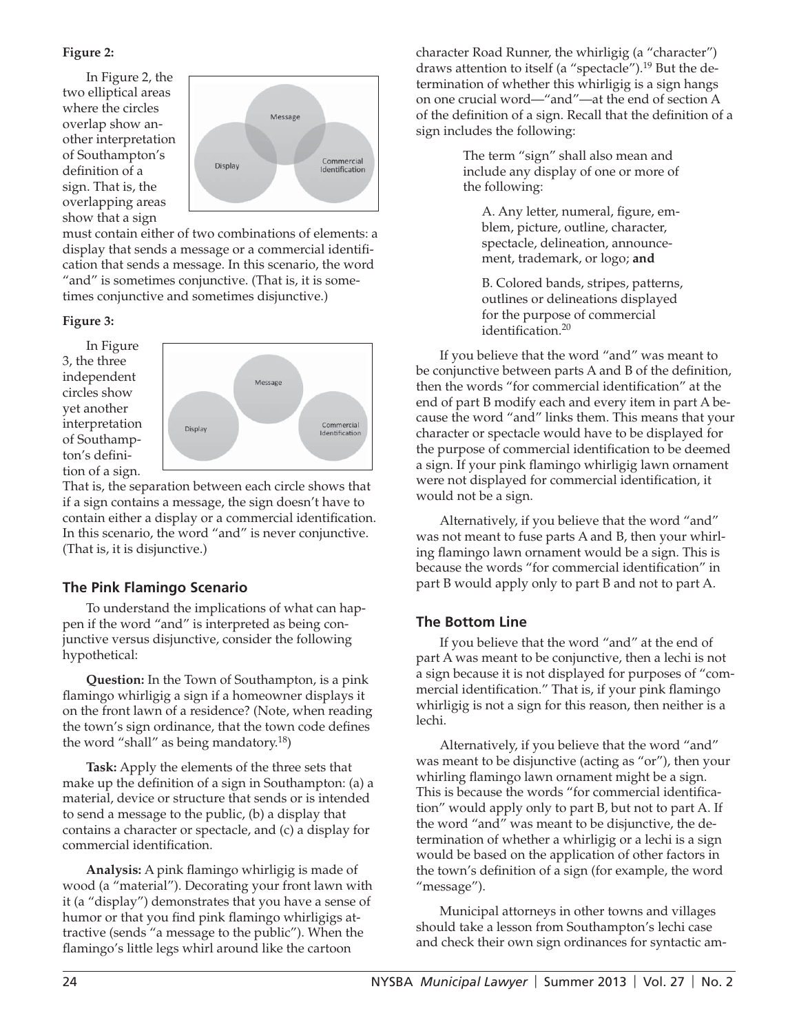**Figure 2:**

In Figure 2, the two elliptical areas where the circles overlap show another interpretation of Southampton's definition of a sign. That is, the overlapping areas show that a sign must contain either of two combinations of elements: a display that sends a message or a commercial identification that sends a message. In this scenario, the word "and" is sometimes conjunctive. (That is, it is sometimes conjunctive and sometimes disjunctive.)

**Figure 3:**

In Figure 3, the three independent circles show yet another interpretation of Southampton's definition of a sign. That is, the separation between each circle shows that if a sign contains a message, the sign doesn't have to contain either a display or a commercial identification. In this scenario, the word "and" is never conjunctive. (That is, it is disjunctive.)

## The Pink Flamingo Scenario

To understand the implications of what can happen if the word "and" is interpreted as being conjunctive versus disjunctive, consider the following hypothetical:

**Question:** In the Town of Southampton, is a pink flamingo whirligig a sign if a homeowner displays it on the front lawn of a residence? (Note, when reading the town's sign ordinance, that the town code defines the word "shall" as being mandatory.[18])

**Task:** Apply the elements of the three sets that make up the definition of a sign in Southampton: (a) a material, device or structure that sends or is intended to send a message to the public, (b) a display that contains a character or spectacle, and (c) a display for commercial identification.

**Analysis:** A pink flamingo whirligig is made of wood (a "material"). Decorating your front lawn with it (a "display") demonstrates that you have a sense of humor or that you find pink flamingo whirligigs attractive (sends "a message to the public"). When the flamingo's little legs whirl around like the cartoon character Road Runner, the whirligig (a "character") draws attention to itself (a "spectacle").[19] But the determination of whether this whirligig is a sign hangs on one crucial word—"and"—at the end of section A of the definition of a sign. Recall that the definition of a sign includes the following:

> The term "sign" shall also mean and include any display of one or more of the following:
>
> A. Any letter, numeral, figure, emblem, picture, outline, character, spectacle, delineation, announcement, trademark, or logo; **and**
>
> B. Colored bands, stripes, patterns, outlines or delineations displayed for the purpose of commercial identification.[20]

If you believe that the word "and" was meant to be conjunctive between parts A and B of the definition, then the words "for commercial identification" at the end of part B modify each and every item in part A because the word "and" links them. This means that your character or spectacle would have to be displayed for the purpose of commercial identification to be deemed a sign. If your pink flamingo whirligig lawn ornament were not displayed for commercial identification, it would not be a sign.

Alternatively, if you believe that the word "and" was not meant to fuse parts A and B, then your whirling flamingo lawn ornament would be a sign. This is because the words "for commercial identification" in part B would apply only to part B and not to part A.

## The Bottom Line

If you believe that the word "and" at the end of part A was meant to be conjunctive, then a lechi is not a sign because it is not displayed for purposes of "commercial identification." That is, if your pink flamingo whirligig is not a sign for this reason, then neither is a lechi.

Alternatively, if you believe that the word "and" was meant to be disjunctive (acting as "or"), then your whirling flamingo lawn ornament might be a sign. This is because the words "for commercial identification" would apply only to part B, but not to part A. If the word "and" was meant to be disjunctive, the determination of whether a whirligig or a lechi is a sign would be based on the application of other factors in the town's definition of a sign (for example, the word "message").

Municipal attorneys in other towns and villages should take a lesson from Southampton's lechi case and check their own sign ordinances for syntactic am-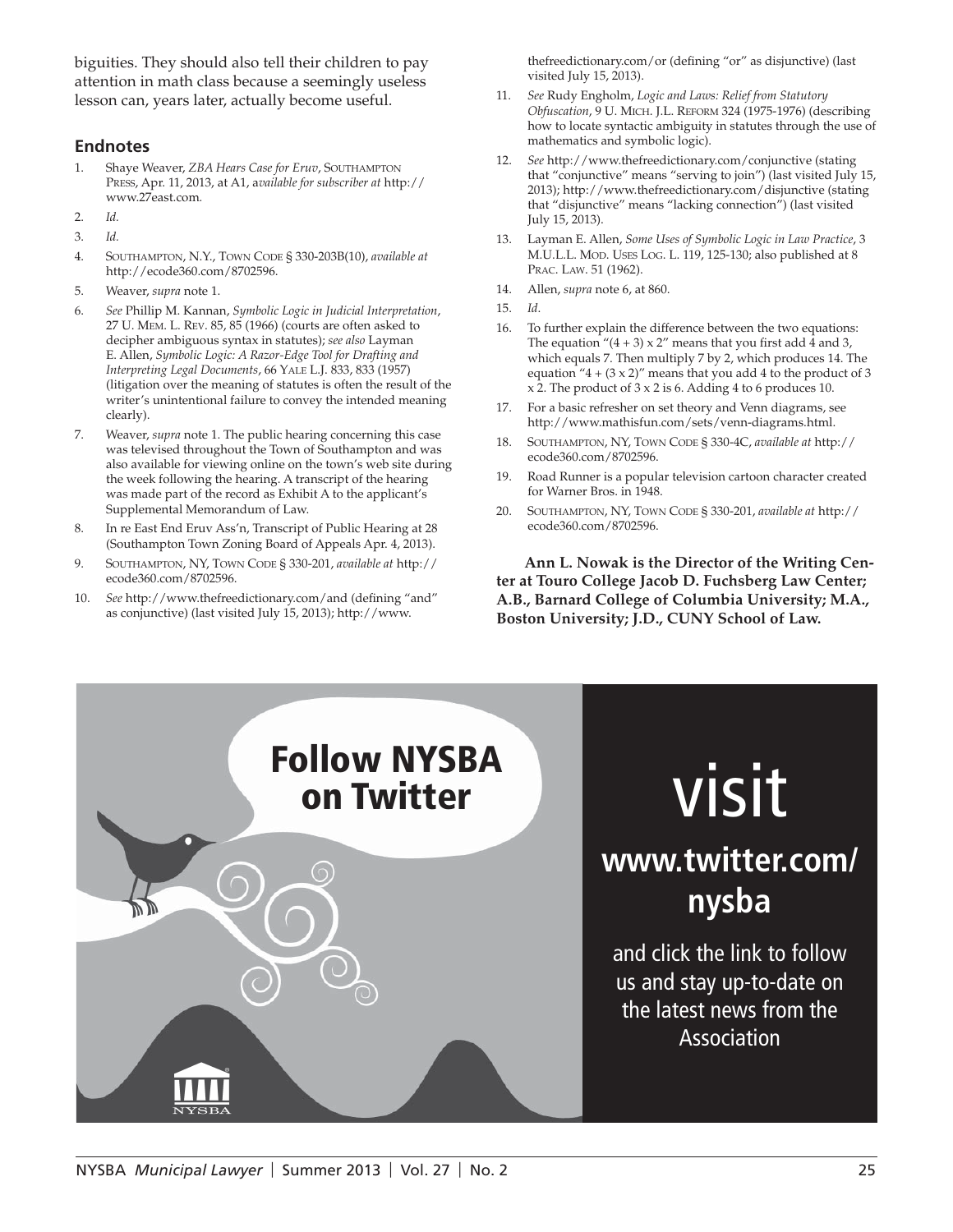biguities. They should also tell their children to pay attention in math class because a seemingly useless lesson can, years later, actually become useful.

## Endnotes

1. Shaye Weaver, *ZBA Hears Case for Eruv*, Southampton Press, Apr. 11, 2013, at A1, *available for subscriber at* http://www.27east.com.
2. *Id.*
3. *Id.*
4. Southampton, N.Y., Town Code § 330-203B(10), *available at* http://ecode360.com/8702596.
5. Weaver, *supra* note 1.
6. *See* Phillip M. Kannan, *Symbolic Logic in Judicial Interpretation*, 27 U. Mem. L. Rev. 85, 85 (1966) (courts are often asked to decipher ambiguous syntax in statutes); *see also* Layman E. Allen, *Symbolic Logic: A Razor-Edge Tool for Drafting and Interpreting Legal Documents*, 66 Yale L.J. 833, 833 (1957) (litigation over the meaning of statutes is often the result of the writer's unintentional failure to convey the intended meaning clearly).
7. Weaver, *supra* note 1. The public hearing concerning this case was televised throughout the Town of Southampton and was also available for viewing online on the town's web site during the week following the hearing. A transcript of the hearing was made part of the record as Exhibit A to the applicant's Supplemental Memorandum of Law.
8. In re East End Eruv Ass'n, Transcript of Public Hearing at 28 (Southampton Town Zoning Board of Appeals Apr. 4, 2013).
9. Southampton, NY, Town Code § 330-201, *available at* http://ecode360.com/8702596.
10. *See* http://www.thefreedictionary.com/and (defining "and" as conjunctive) (last visited July 15, 2013); http://www.thefreedictionary.com/or (defining "or" as disjunctive) (last visited July 15, 2013).
11. *See* Rudy Engholm, *Logic and Laws: Relief from Statutory Obfuscation*, 9 U. Mich. J.L. Reform 324 (1975-1976) (describing how to locate syntactic ambiguity in statutes through the use of mathematics and symbolic logic).
12. *See* http://www.thefreedictionary.com/conjunctive (stating that "conjunctive" means "serving to join") (last visited July 15, 2013); http://www.thefreedictionary.com/disjunctive (stating that "disjunctive" means "lacking connection") (last visited July 15, 2013).
13. Layman E. Allen, *Some Uses of Symbolic Logic in Law Practice*, 3 M.U.L.L. Mod. Uses Log. L. 119, 125-130; also published at 8 Prac. Law. 51 (1962).
14. Allen, *supra* note 6, at 860.
15. *Id*.
16. To further explain the difference between the two equations: The equation "(4 + 3) x 2" means that you first add 4 and 3, which equals 7. Then multiply 7 by 2, which produces 14. The equation "4 + (3 x 2)" means that you add 4 to the product of 3 x 2. The product of 3 x 2 is 6. Adding 4 to 6 produces 10.
17. For a basic refresher on set theory and Venn diagrams, see http://www.mathisfun.com/sets/venn-diagrams.html.
18. Southampton, NY, Town Code § 330-4C, *available at* http://ecode360.com/8702596.
19. Road Runner is a popular television cartoon character created for Warner Bros. in 1948.
20. Southampton, NY, Town Code § 330-201, *available at* http://ecode360.com/8702596.

**Ann L. Nowak is the Director of the Writing Center at Touro College Jacob D. Fuchsberg Law Center; A.B., Barnard College of Columbia University; M.A., Boston University; J.D., CUNY School of Law.**

**Follow NYSBA on Twitter**

visit

**www.twitter.com/nysba**

and click the link to follow us and stay up-to-date on the latest news from the Association